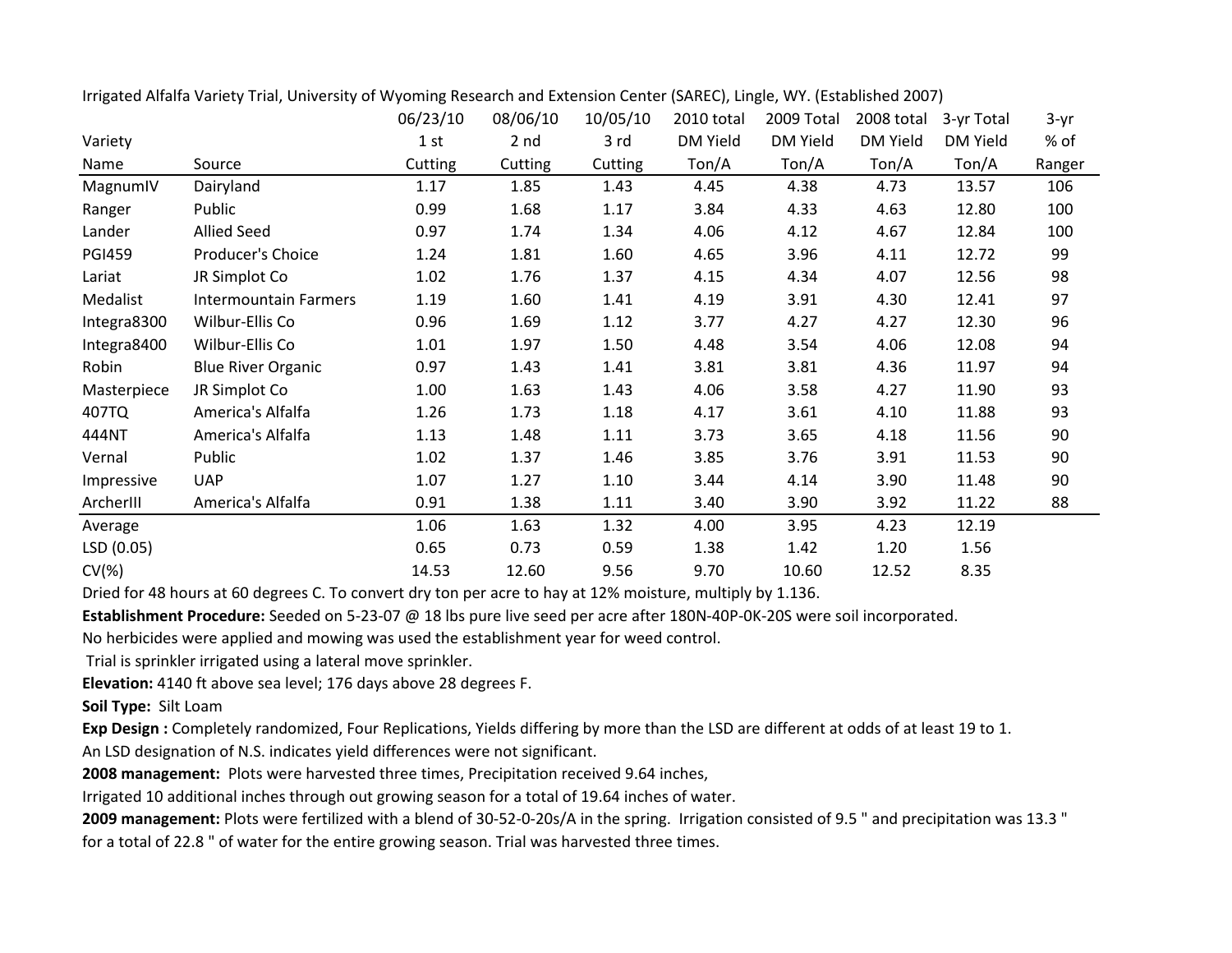Irrigated Alfalfa Variety Trial, University of Wyoming Research and Extension Center (SAREC), Lingle, WY. (Established 2007)

| Variety Name | Source | 06/23/10 1 st Cutting | 08/06/10 2 nd Cutting | 10/05/10 3 rd Cutting | 2010 total DM Yield Ton/A | 2009 Total DM Yield Ton/A | 2008 total DM Yield Ton/A | 3-yr Total DM Yield Ton/A | 3-yr % of Ranger |
|---|---|---|---|---|---|---|---|---|---|
| MagnumIV | Dairyland | 1.17 | 1.85 | 1.43 | 4.45 | 4.38 | 4.73 | 13.57 | 106 |
| Ranger | Public | 0.99 | 1.68 | 1.17 | 3.84 | 4.33 | 4.63 | 12.80 | 100 |
| Lander | Allied Seed | 0.97 | 1.74 | 1.34 | 4.06 | 4.12 | 4.67 | 12.84 | 100 |
| PGI459 | Producer's Choice | 1.24 | 1.81 | 1.60 | 4.65 | 3.96 | 4.11 | 12.72 | 99 |
| Lariat | JR Simplot Co | 1.02 | 1.76 | 1.37 | 4.15 | 4.34 | 4.07 | 12.56 | 98 |
| Medalist | Intermountain Farmers | 1.19 | 1.60 | 1.41 | 4.19 | 3.91 | 4.30 | 12.41 | 97 |
| Integra8300 | Wilbur-Ellis Co | 0.96 | 1.69 | 1.12 | 3.77 | 4.27 | 4.27 | 12.30 | 96 |
| Integra8400 | Wilbur-Ellis Co | 1.01 | 1.97 | 1.50 | 4.48 | 3.54 | 4.06 | 12.08 | 94 |
| Robin | Blue River Organic | 0.97 | 1.43 | 1.41 | 3.81 | 3.81 | 4.36 | 11.97 | 94 |
| Masterpiece | JR Simplot Co | 1.00 | 1.63 | 1.43 | 4.06 | 3.58 | 4.27 | 11.90 | 93 |
| 407TQ | America's Alfalfa | 1.26 | 1.73 | 1.18 | 4.17 | 3.61 | 4.10 | 11.88 | 93 |
| 444NT | America's Alfalfa | 1.13 | 1.48 | 1.11 | 3.73 | 3.65 | 4.18 | 11.56 | 90 |
| Vernal | Public | 1.02 | 1.37 | 1.46 | 3.85 | 3.76 | 3.91 | 11.53 | 90 |
| Impressive | UAP | 1.07 | 1.27 | 1.10 | 3.44 | 4.14 | 3.90 | 11.48 | 90 |
| ArcherIII | America's Alfalfa | 0.91 | 1.38 | 1.11 | 3.40 | 3.90 | 3.92 | 11.22 | 88 |
| Average | | 1.06 | 1.63 | 1.32 | 4.00 | 3.95 | 4.23 | 12.19 | |
| LSD (0.05) | | 0.65 | 0.73 | 0.59 | 1.38 | 1.42 | 1.20 | 1.56 | |
| CV(%) | | 14.53 | 12.60 | 9.56 | 9.70 | 10.60 | 12.52 | 8.35 | |

Dried for 48 hours at 60 degrees C. To convert dry ton per acre to hay at 12% moisture, multiply by 1.136.

**Establishment Procedure:** Seeded on 5-23-07 @ 18 lbs pure live seed per acre after 180N-40P-0K-20S were soil incorporated.

No herbicides were applied and mowing was used the establishment year for weed control.

Trial is sprinkler irrigated using a lateral move sprinkler.

**Elevation:** 4140 ft above sea level; 176 days above 28 degrees F.

**Soil Type:** Silt Loam

**Exp Design :** Completely randomized, Four Replications, Yields differing by more than the LSD are different at odds of at least 19 to 1.

An LSD designation of N.S. indicates yield differences were not significant.

**2008 management:** Plots were harvested three times, Precipitation received 9.64 inches,

Irrigated 10 additional inches through out growing season for a total of 19.64 inches of water.

**2009 management:** Plots were fertilized with a blend of 30-52-0-20s/A in the spring. Irrigation consisted of 9.5 " and precipitation was 13.3 " for a total of 22.8 " of water for the entire growing season. Trial was harvested three times.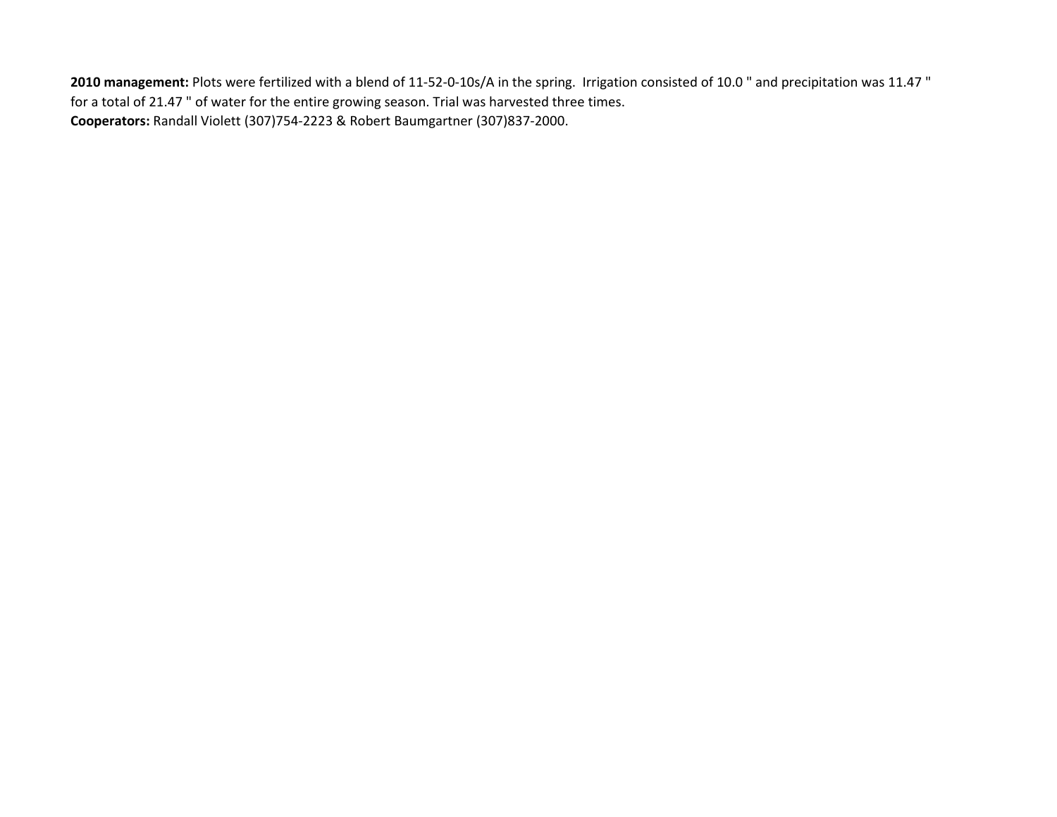**2010 management:** Plots were fertilized with a blend of 11-52-0-10s/A in the spring. Irrigation consisted of 10.0 " and precipitation was 11.47 " for a total of 21.47 " of water for the entire growing season. Trial was harvested three times.

**Cooperators:** Randall Violett (307)754-2223 & Robert Baumgartner (307)837-2000.